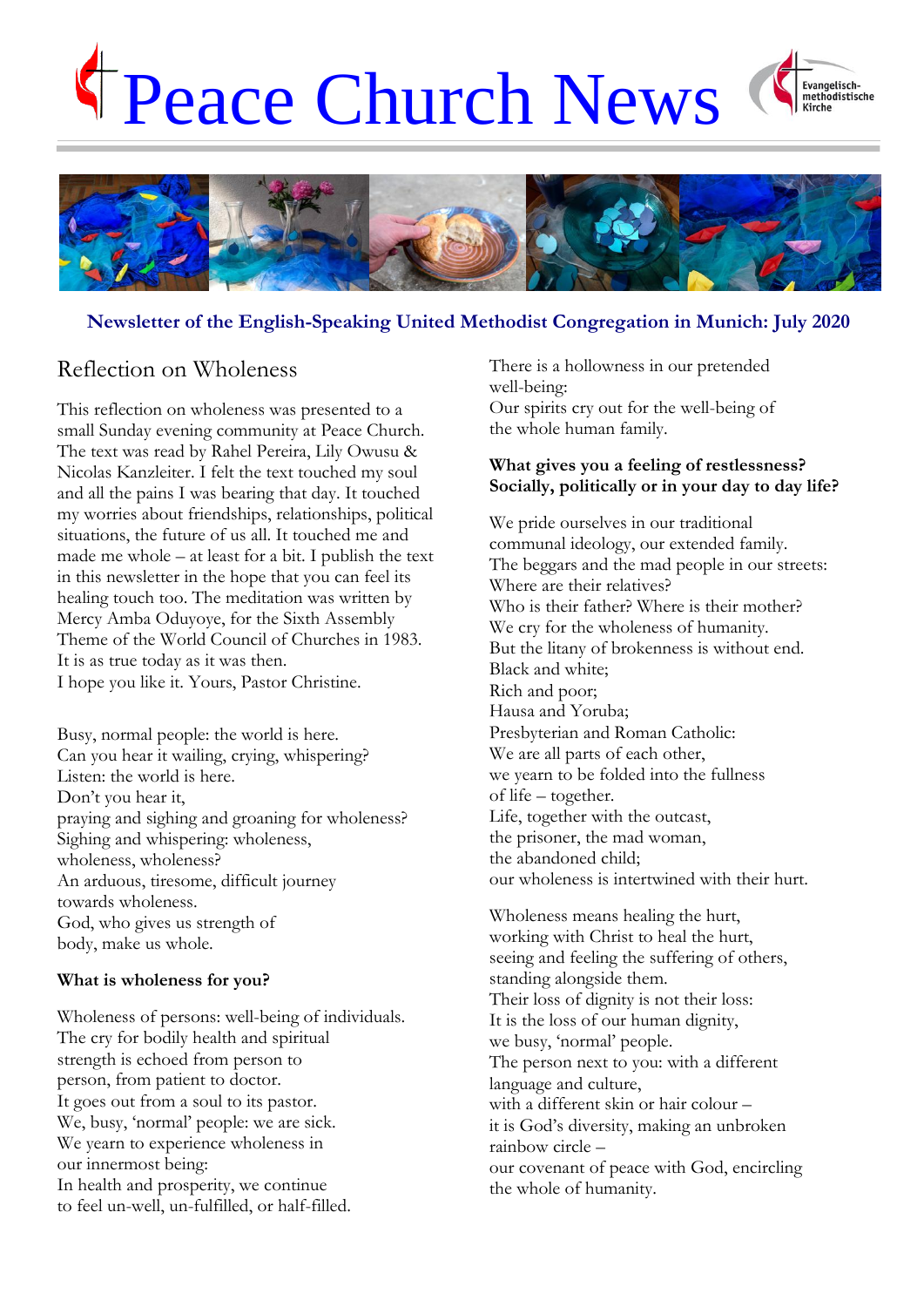# Peace Church News

**Newsletter of the English-Speaking United Methodist Congregation in Munich: July 2020**

## Reflection on Wholeness

This reflection on wholeness was presented to a small Sunday evening community at Peace Church. The text was read by Rahel Pereira, Lily Owusu & Nicolas Kanzleiter. I felt the text touched my soul and all the pains I was bearing that day. It touched my worries about friendships, relationships, political situations, the future of us all. It touched me and made me whole – at least for a bit. I publish the text in this newsletter in the hope that you can feel its healing touch too. The meditation was written by Mercy Amba Oduyoye, for the Sixth Assembly Theme of the World Council of Churches in 1983. It is as true today as it was then.
I hope you like it. Yours, Pastor Christine.

Busy, normal people: the world is here.
Can you hear it wailing, crying, whispering?
Listen: the world is here.
Don't you hear it,
praying and sighing and groaning for wholeness?
Sighing and whispering: wholeness,
wholeness, wholeness?
An arduous, tiresome, difficult journey
towards wholeness.
God, who gives us strength of
body, make us whole.

**What is wholeness for you?**

Wholeness of persons: well-being of individuals.
The cry for bodily health and spiritual
strength is echoed from person to
person, from patient to doctor.
It goes out from a soul to its pastor.
We, busy, 'normal' people: we are sick.
We yearn to experience wholeness in
our innermost being:
In health and prosperity, we continue
to feel un-well, un-fulfilled, or half-filled.
There is a hollowness in our pretended
well-being:
Our spirits cry out for the well-being of
the whole human family.

**What gives you a feeling of restlessness? Socially, politically or in your day to day life?**

We pride ourselves in our traditional
communal ideology, our extended family.
The beggars and the mad people in our streets:
Where are their relatives?
Who is their father? Where is their mother?
We cry for the wholeness of humanity.
But the litany of brokenness is without end.
Black and white;
Rich and poor;
Hausa and Yoruba;
Presbyterian and Roman Catholic:
We are all parts of each other,
we yearn to be folded into the fullness
of life – together.
Life, together with the outcast,
the prisoner, the mad woman,
the abandoned child;
our wholeness is intertwined with their hurt.

Wholeness means healing the hurt,
working with Christ to heal the hurt,
seeing and feeling the suffering of others,
standing alongside them.
Their loss of dignity is not their loss:
It is the loss of our human dignity,
we busy, 'normal' people.
The person next to you: with a different
language and culture,
with a different skin or hair colour –
it is God's diversity, making an unbroken
rainbow circle –
our covenant of peace with God, encircling
the whole of humanity.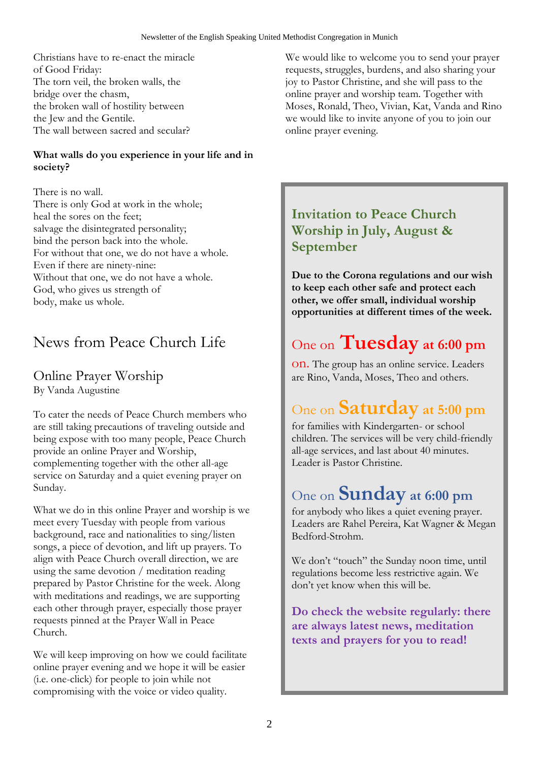Christians have to re-enact the miracle of Good Friday:
The torn veil, the broken walls, the bridge over the chasm,
the broken wall of hostility between the Jew and the Gentile.
The wall between sacred and secular?

**What walls do you experience in your life and in society?**

There is no wall.
There is only God at work in the whole;
heal the sores on the feet;
salvage the disintegrated personality;
bind the person back into the whole.
For without that one, we do not have a whole.
Even if there are ninety-nine:
Without that one, we do not have a whole.
God, who gives us strength of
body, make us whole.

# News from Peace Church Life

## Online Prayer Worship

By Vanda Augustine

To cater the needs of Peace Church members who are still taking precautions of traveling outside and being expose with too many people, Peace Church provide an online Prayer and Worship, complementing together with the other all-age service on Saturday and a quiet evening prayer on Sunday.

What we do in this online Prayer and worship is we meet every Tuesday with people from various background, race and nationalities to sing/listen songs, a piece of devotion, and lift up prayers. To align with Peace Church overall direction, we are using the same devotion / meditation reading prepared by Pastor Christine for the week. Along with meditations and readings, we are supporting each other through prayer, especially those prayer requests pinned at the Prayer Wall in Peace Church.

We will keep improving on how we could facilitate online prayer evening and we hope it will be easier (i.e. one-click) for people to join while not compromising with the voice or video quality.

We would like to welcome you to send your prayer requests, struggles, burdens, and also sharing your joy to Pastor Christine, and she will pass to the online prayer and worship team. Together with Moses, Ronald, Theo, Vivian, Kat, Vanda and Rino we would like to invite anyone of you to join our online prayer evening.

## Invitation to Peace Church Worship in July, August & September

**Due to the Corona regulations and our wish to keep each other safe and protect each other, we offer small, individual worship opportunities at different times of the week.**

### One on **Tuesday** at 6:00 pm

on. The group has an online service. Leaders are Rino, Vanda, Moses, Theo and others.

### One on **Saturday** at 5:00 pm

for families with Kindergarten- or school children. The services will be very child-friendly all-age services, and last about 40 minutes. Leader is Pastor Christine.

### One on **Sunday** at 6:00 pm

for anybody who likes a quiet evening prayer. Leaders are Rahel Pereira, Kat Wagner & Megan Bedford-Strohm.

We don't "touch" the Sunday noon time, until regulations become less restrictive again. We don't yet know when this will be.

**Do check the website regularly: there are always latest news, meditation texts and prayers for you to read!**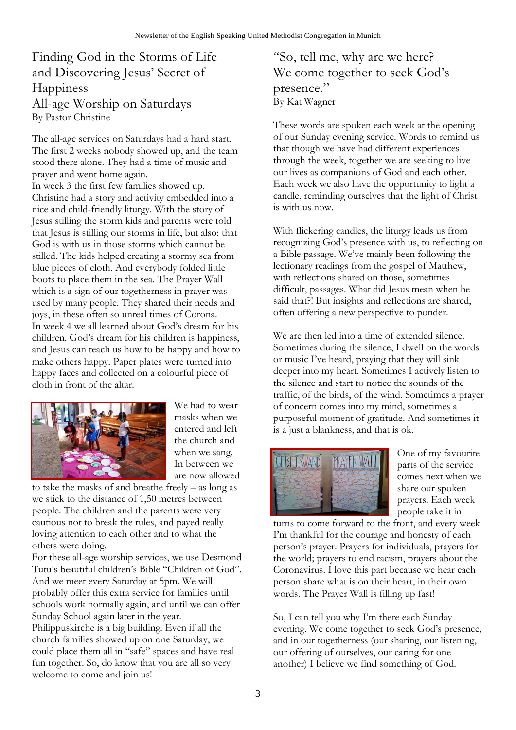# Finding God in the Storms of Life and Discovering Jesus' Secret of Happiness

## All-age Worship on Saturdays

By Pastor Christine

The all-age services on Saturdays had a hard start. The first 2 weeks nobody showed up, and the team stood there alone. They had a time of music and prayer and went home again.

In week 3 the first few families showed up. Christine had a story and activity embedded into a nice and child-friendly liturgy. With the story of Jesus stilling the storm kids and parents were told that Jesus is stilling our storms in life, but also: that God is with us in those storms which cannot be stilled. The kids helped creating a stormy sea from blue pieces of cloth. And everybody folded little boots to place them in the sea. The Prayer Wall which is a sign of our togetherness in prayer was used by many people. They shared their needs and joys, in these often so unreal times of Corona.

In week 4 we all learned about God's dream for his children. God's dream for his children is happiness, and Jesus can teach us how to be happy and how to make others happy. Paper plates were turned into happy faces and collected on a colourful piece of cloth in front of the altar.

We had to wear masks when we entered and left the church and when we sang. In between we are now allowed to take the masks of and breathe freely – as long as we stick to the distance of 1,50 metres between people. The children and the parents were very cautious not to break the rules, and payed really loving attention to each other and to what the others were doing.

For these all-age worship services, we use Desmond Tutu's beautiful children's Bible "Children of God". And we meet every Saturday at 5pm. We will probably offer this extra service for families until schools work normally again, and until we can offer Sunday School again later in the year.

Philippuskirche is a big building. Even if all the church families showed up on one Saturday, we could place them all in "safe" spaces and have real fun together. So, do know that you are all so very welcome to come and join us!

# "So, tell me, why are we here? We come together to seek God's presence."

By Kat Wagner

These words are spoken each week at the opening of our Sunday evening service. Words to remind us that though we have had different experiences through the week, together we are seeking to live our lives as companions of God and each other. Each week we also have the opportunity to light a candle, reminding ourselves that the light of Christ is with us now.

With flickering candles, the liturgy leads us from recognizing God's presence with us, to reflecting on a Bible passage. We've mainly been following the lectionary readings from the gospel of Matthew, with reflections shared on those, sometimes difficult, passages. What did Jesus mean when he said that?! But insights and reflections are shared, often offering a new perspective to ponder.

We are then led into a time of extended silence. Sometimes during the silence, I dwell on the words or music I've heard, praying that they will sink deeper into my heart. Sometimes I actively listen to the silence and start to notice the sounds of the traffic, of the birds, of the wind. Sometimes a prayer of concern comes into my mind, sometimes a purposeful moment of gratitude. And sometimes it is a just a blankness, and that is ok.

One of my favourite parts of the service comes next when we share our spoken prayers. Each week people take it in turns to come forward to the front, and every week I'm thankful for the courage and honesty of each person's prayer. Prayers for individuals, prayers for the world; prayers to end racism, prayers about the Coronavirus. I love this part because we hear each person share what is on their heart, in their own words. The Prayer Wall is filling up fast!

So, I can tell you why I'm there each Sunday evening. We come together to seek God's presence, and in our togetherness (our sharing, our listening, our offering of ourselves, our caring for one another) I believe we find something of God.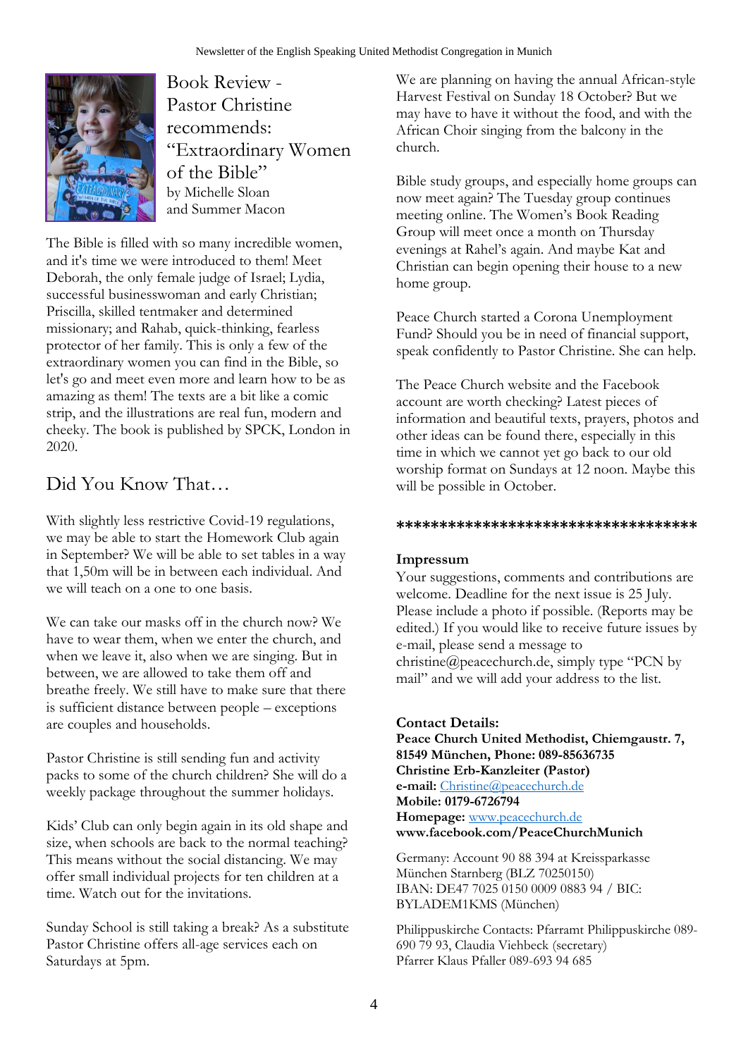## Book Review - Pastor Christine recommends: "Extraordinary Women of the Bible"

by Michelle Sloan and Summer Macon

The Bible is filled with so many incredible women, and it's time we were introduced to them! Meet Deborah, the only female judge of Israel; Lydia, successful businesswoman and early Christian; Priscilla, skilled tentmaker and determined missionary; and Rahab, quick-thinking, fearless protector of her family. This is only a few of the extraordinary women you can find in the Bible, so let's go and meet even more and learn how to be as amazing as them! The texts are a bit like a comic strip, and the illustrations are real fun, modern and cheeky. The book is published by SPCK, London in 2020.

## Did You Know That…

With slightly less restrictive Covid-19 regulations, we may be able to start the Homework Club again in September? We will be able to set tables in a way that 1,50m will be in between each individual. And we will teach on a one to one basis.

We can take our masks off in the church now? We have to wear them, when we enter the church, and when we leave it, also when we are singing. But in between, we are allowed to take them off and breathe freely. We still have to make sure that there is sufficient distance between people – exceptions are couples and households.

Pastor Christine is still sending fun and activity packs to some of the church children? She will do a weekly package throughout the summer holidays.

Kids' Club can only begin again in its old shape and size, when schools are back to the normal teaching? This means without the social distancing. We may offer small individual projects for ten children at a time. Watch out for the invitations.

Sunday School is still taking a break? As a substitute Pastor Christine offers all-age services each on Saturdays at 5pm.

We are planning on having the annual African-style Harvest Festival on Sunday 18 October? But we may have to have it without the food, and with the African Choir singing from the balcony in the church.

Bible study groups, and especially home groups can now meet again? The Tuesday group continues meeting online. The Women's Book Reading Group will meet once a month on Thursday evenings at Rahel's again. And maybe Kat and Christian can begin opening their house to a new home group.

Peace Church started a Corona Unemployment Fund? Should you be in need of financial support, speak confidently to Pastor Christine. She can help.

The Peace Church website and the Facebook account are worth checking? Latest pieces of information and beautiful texts, prayers, photos and other ideas can be found there, especially in this time in which we cannot yet go back to our old worship format on Sundays at 12 noon. Maybe this will be possible in October.

**********************************

**Impressum**

Your suggestions, comments and contributions are welcome. Deadline for the next issue is 25 July. Please include a photo if possible. (Reports may be edited.) If you would like to receive future issues by e-mail, please send a message to christine@peacechurch.de, simply type "PCN by mail" and we will add your address to the list.

**Contact Details:**
**Peace Church United Methodist, Chiemgaustr. 7, 81549 München, Phone: 089-85636735**
**Christine Erb-Kanzleiter (Pastor)**
**e-mail:** Christine@peacechurch.de
**Mobile: 0179-6726794**
**Homepage:** www.peacechurch.de
**www.facebook.com/PeaceChurchMunich**

Germany: Account 90 88 394 at Kreissparkasse München Starnberg (BLZ 70250150)
IBAN: DE47 7025 0150 0009 0883 94 / BIC: BYLADEM1KMS (München)

Philippuskirche Contacts: Pfarramt Philippuskirche 089-690 79 93, Claudia Viehbeck (secretary)
Pfarrer Klaus Pfaller 089-693 94 685